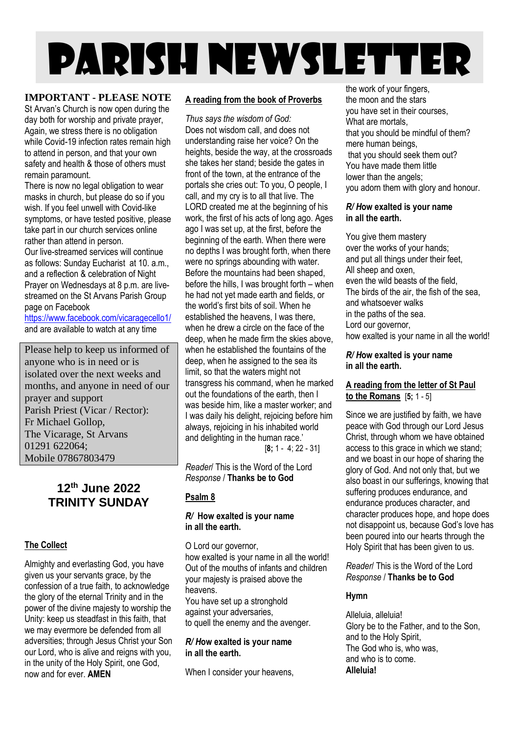# PARISH NEWSLETTER

**IMPORTANT - PLEASE NOTE**

St Arvan's Church is now open during the day both for worship and private prayer, Again, we stress there is no obligation while Covid-19 infection rates remain high to attend in person, and that your own safety and health & those of others must remain paramount.

There is now no legal obligation to wear masks in church, but please do so if you wish. If you feel unwell with Covid-like symptoms, or have tested positive, please take part in our church services online rather than attend in person.

Our live-streamed services will continue as follows: Sunday Eucharist at 10. a.m., and a reflection & celebration of Night Prayer on Wednesdays at 8 p.m. are live-streamed on the St Arvans Parish Group page on Facebook https://www.facebook.com/vicaragecello1/ and are available to watch at any time

Please help to keep us informed of anyone who is in need or is isolated over the next weeks and months, and anyone in need of our prayer and support
Parish Priest (Vicar / Rector):
Fr Michael Gollop,
The Vicarage, St Arvans
01291 622064;
Mobile 07867803479

## 12th June 2022
## TRINITY SUNDAY

**The Collect**

Almighty and everlasting God, you have given us your servants grace, by the confession of a true faith, to acknowledge the glory of the eternal Trinity and in the power of the divine majesty to worship the Unity: keep us steadfast in this faith, that we may evermore be defended from all adversities; through Jesus Christ your Son our Lord, who is alive and reigns with you, in the unity of the Holy Spirit, one God, now and for ever. **AMEN**

**A reading from the book of Proverbs**

*Thus says the wisdom of God:*
Does not wisdom call, and does not understanding raise her voice? On the heights, beside the way, at the crossroads she takes her stand; beside the gates in front of the town, at the entrance of the portals she cries out: To you, O people, I call, and my cry is to all that live. The LORD created me at the beginning of his work, the first of his acts of long ago. Ages ago I was set up, at the first, before the beginning of the earth. When there were no depths I was brought forth, when there were no springs abounding with water. Before the mountains had been shaped, before the hills, I was brought forth – when he had not yet made earth and fields, or the world's first bits of soil. When he established the heavens, I was there, when he drew a circle on the face of the deep, when he made firm the skies above, when he established the fountains of the deep, when he assigned to the sea its limit, so that the waters might not transgress his command, when he marked out the foundations of the earth, then I was beside him, like a master worker; and I was daily his delight, rejoicing before him always, rejoicing in his inhabited world and delighting in the human race.'
[**8**; 1 - 4; 22 - 31]

*Reader*/ This is the Word of the Lord
*Response* / **Thanks be to God**

**Psalm 8**

***R/* How exalted is your name in all the earth.**

O Lord our governor,
how exalted is your name in all the world!
Out of the mouths of infants and children
your majesty is praised above the heavens.
You have set up a stronghold
against your adversaries,
to quell the enemy and the avenger.

***R/ H*ow exalted is your name in all the earth.**

When I consider your heavens,
the work of your fingers,
the moon and the stars
you have set in their courses,
What are mortals,
that you should be mindful of them?
mere human beings,
that you should seek them out?
You have made them little
lower than the angels;
you adorn them with glory and honour.

***R/ H*ow exalted is your name in all the earth.**

You give them mastery
over the works of your hands;
and put all things under their feet,
All sheep and oxen,
even the wild beasts of the field,
The birds of the air, the fish of the sea,
and whatsoever walks
in the paths of the sea.
Lord our governor,
how exalted is your name in all the world!

***R/ H*ow exalted is your name in all the earth.**

**A reading from the letter of St Paul to the Romans** [**5**; 1 - 5]

Since we are justified by faith, we have peace with God through our Lord Jesus Christ, through whom we have obtained access to this grace in which we stand; and we boast in our hope of sharing the glory of God. And not only that, but we also boast in our sufferings, knowing that suffering produces endurance, and endurance produces character, and character produces hope, and hope does not disappoint us, because God's love has been poured into our hearts through the Holy Spirit that has been given to us.

*Reader*/ This is the Word of the Lord
*Response* / **Thanks be to God**

**Hymn**

Alleluia, alleluia!
Glory be to the Father, and to the Son,
and to the Holy Spirit,
The God who is, who was,
and who is to come.
**Alleluia!**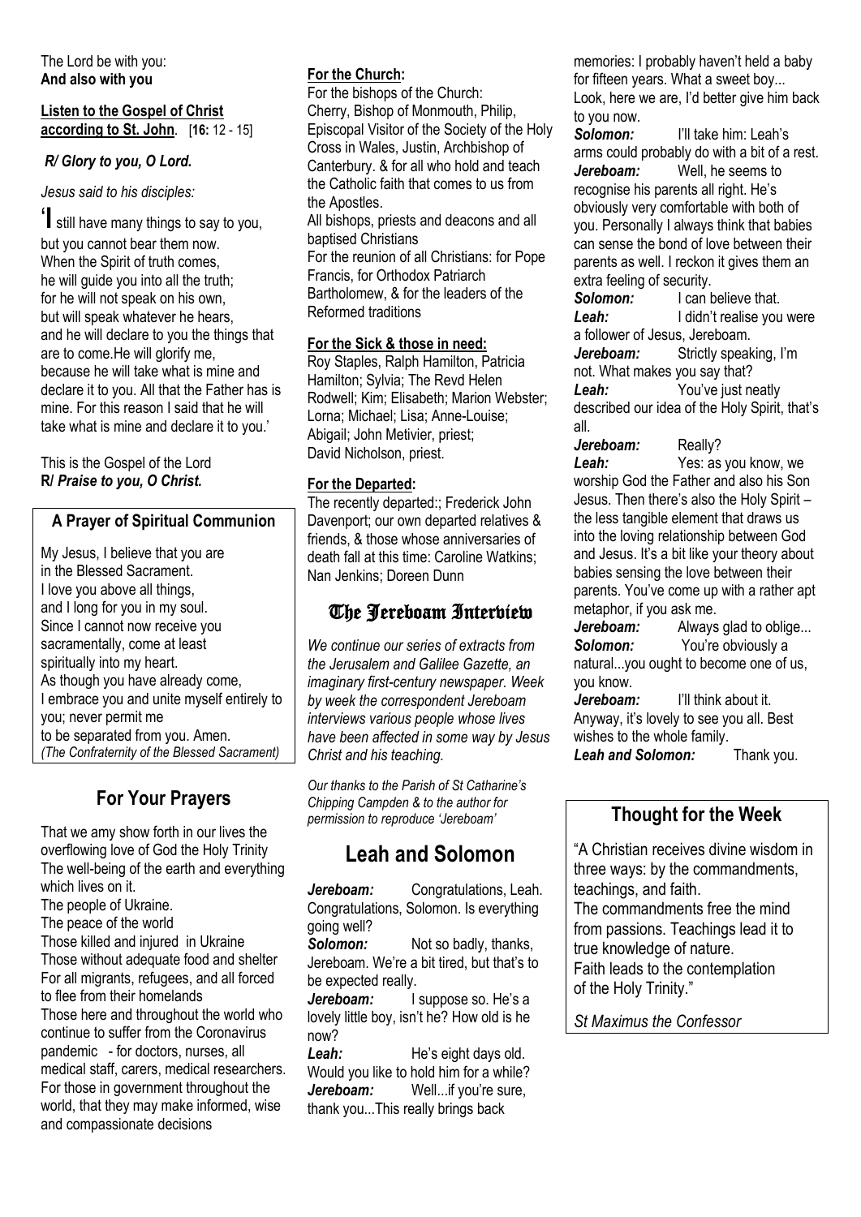The Lord be with you:
**And also with you**

**Listen to the Gospel of Christ according to St. John**. [**16:** 12 - 15]

***R/ Glory to you, O Lord.***

*Jesus said to his disciples:*

'I still have many things to say to you,
but you cannot bear them now.
When the Spirit of truth comes,
he will guide you into all the truth;
for he will not speak on his own,
but will speak whatever he hears,
and he will declare to you the things that are to come.He will glorify me,
because he will take what is mine and declare it to you. All that the Father has is mine. For this reason I said that he will take what is mine and declare it to you.'

This is the Gospel of the Lord
**R/ *Praise to you, O Christ.***

### A Prayer of Spiritual Communion

My Jesus, I believe that you are
in the Blessed Sacrament.
I love you above all things,
and I long for you in my soul.
Since I cannot now receive you
sacramentally, come at least
spiritually into my heart.
As though you have already come,
I embrace you and unite myself entirely to you; never permit me
to be separated from you. Amen.
*(The Confraternity of the Blessed Sacrament)*

## For Your Prayers

That we amy show forth in our lives the overflowing love of God the Holy Trinity
The well-being of the earth and everything which lives on it.
The people of Ukraine.
The peace of the world
Those killed and injured in Ukraine
Those without adequate food and shelter
For all migrants, refugees, and all forced to flee from their homelands
Those here and throughout the world who continue to suffer from the Coronavirus pandemic - for doctors, nurses, all medical staff, carers, medical researchers.
For those in government throughout the world, that they may make informed, wise and compassionate decisions

**For the Church:**

For the bishops of the Church:
Cherry, Bishop of Monmouth, Philip, Episcopal Visitor of the Society of the Holy Cross in Wales, Justin, Archbishop of Canterbury. & for all who hold and teach the Catholic faith that comes to us from the Apostles.
All bishops, priests and deacons and all baptised Christians
For the reunion of all Christians: for Pope Francis, for Orthodox Patriarch Bartholomew, & for the leaders of the Reformed traditions

**For the Sick & those in need:**

Roy Staples, Ralph Hamilton, Patricia Hamilton; Sylvia; The Revd Helen Rodwell; Kim; Elisabeth; Marion Webster; Lorna; Michael; Lisa; Anne-Louise; Abigail; John Metivier, priest; David Nicholson, priest.

**For the Departed:**

The recently departed:; Frederick John Davenport; our own departed relatives & friends, & those whose anniversaries of death fall at this time: Caroline Watkins; Nan Jenkins; Doreen Dunn

## The Jereboam Interview

*We continue our series of extracts from the Jerusalem and Galilee Gazette, an imaginary first-century newspaper. Week by week the correspondent Jereboam interviews various people whose lives have been affected in some way by Jesus Christ and his teaching.*

*Our thanks to the Parish of St Catharine's Chipping Campden & to the author for permission to reproduce 'Jereboam'*

## Leah and Solomon

***Jereboam:*** Congratulations, Leah. Congratulations, Solomon. Is everything going well?

***Solomon:*** Not so badly, thanks, Jereboam. We're a bit tired, but that's to be expected really.

***Jereboam:*** I suppose so. He's a lovely little boy, isn't he? How old is he now?

***Leah:*** He's eight days old. Would you like to hold him for a while?

***Jereboam:*** Well...if you're sure, thank you...This really brings back memories: I probably haven't held a baby for fifteen years. What a sweet boy... Look, here we are, I'd better give him back to you now.

***Solomon:*** I'll take him: Leah's arms could probably do with a bit of a rest.

***Jereboam:*** Well, he seems to recognise his parents all right. He's obviously very comfortable with both of you. Personally I always think that babies can sense the bond of love between their parents as well. I reckon it gives them an extra feeling of security.

***Solomon:*** I can believe that.

***Leah:*** I didn't realise you were a follower of Jesus, Jereboam.

***Jereboam:*** Strictly speaking, I'm not. What makes you say that?

***Leah:*** You've just neatly described our idea of the Holy Spirit, that's all.

***Jereboam:*** Really?

***Leah:*** Yes: as you know, we worship God the Father and also his Son Jesus. Then there's also the Holy Spirit – the less tangible element that draws us into the loving relationship between God and Jesus. It's a bit like your theory about babies sensing the love between their parents. You've come up with a rather apt metaphor, if you ask me.

***Jereboam:*** Always glad to oblige...

***Solomon:*** You're obviously a natural...you ought to become one of us, you know.

***Jereboam:*** I'll think about it. Anyway, it's lovely to see you all. Best wishes to the whole family.

***Leah and Solomon:*** Thank you.

## Thought for the Week

"A Christian receives divine wisdom in three ways: by the commandments, teachings, and faith.
The commandments free the mind from passions. Teachings lead it to true knowledge of nature.
Faith leads to the contemplation of the Holy Trinity."

*St Maximus the Confessor*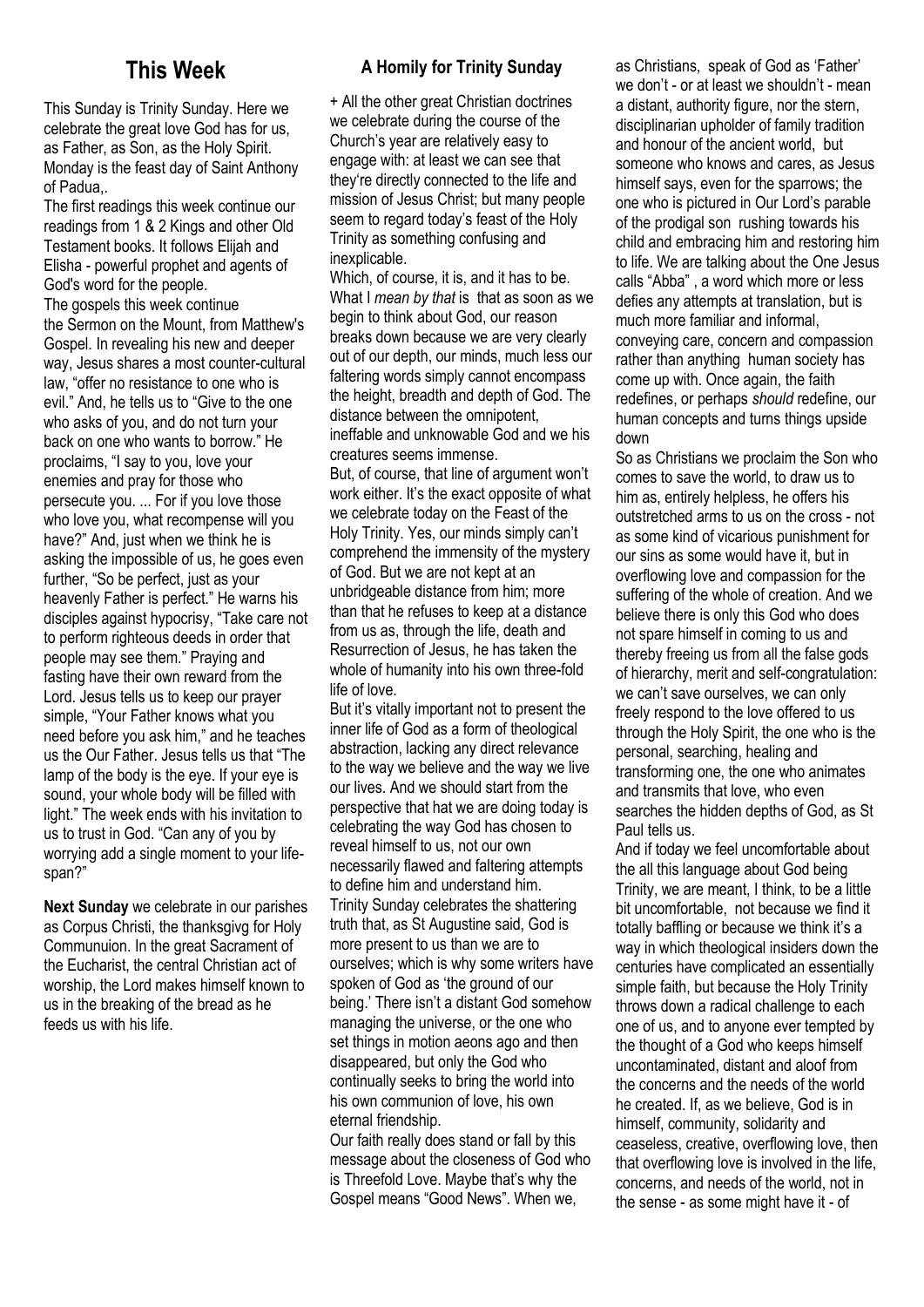## This Week

This Sunday is Trinity Sunday. Here we celebrate the great love God has for us, as Father, as Son, as the Holy Spirit. Monday is the feast day of Saint Anthony of Padua,.

The first readings this week continue our readings from 1 & 2 Kings and other Old Testament books. It follows Elijah and Elisha - powerful prophet and agents of God's word for the people.

The gospels this week continue the Sermon on the Mount, from Matthew's Gospel. In revealing his new and deeper way, Jesus shares a most counter-cultural law, "offer no resistance to one who is evil." And, he tells us to "Give to the one who asks of you, and do not turn your back on one who wants to borrow." He proclaims, "I say to you, love your enemies and pray for those who persecute you. ... For if you love those who love you, what recompense will you have?" And, just when we think he is asking the impossible of us, he goes even further, "So be perfect, just as your heavenly Father is perfect." He warns his disciples against hypocrisy, "Take care not to perform righteous deeds in order that people may see them." Praying and fasting have their own reward from the Lord. Jesus tells us to keep our prayer simple, "Your Father knows what you need before you ask him," and he teaches us the Our Father. Jesus tells us that "The lamp of the body is the eye. If your eye is sound, your whole body will be filled with light." The week ends with his invitation to us to trust in God. "Can any of you by worrying add a single moment to your life-span?"

**Next Sunday** we celebrate in our parishes as Corpus Christi, the thanksgivg for Holy Communuion. In the great Sacrament of the Eucharist, the central Christian act of worship, the Lord makes himself known to us in the breaking of the bread as he feeds us with his life.

### A Homily for Trinity Sunday

+ All the other great Christian doctrines we celebrate during the course of the Church's year are relatively easy to engage with: at least we can see that they're directly connected to the life and mission of Jesus Christ; but many people seem to regard today's feast of the Holy Trinity as something confusing and inexplicable.

Which, of course, it is, and it has to be. What I *mean by that* is that as soon as we begin to think about God, our reason breaks down because we are very clearly out of our depth, our minds, much less our faltering words simply cannot encompass the height, breadth and depth of God. The distance between the omnipotent, ineffable and unknowable God and we his creatures seems immense.

But, of course, that line of argument won't work either. It's the exact opposite of what we celebrate today on the Feast of the Holy Trinity. Yes, our minds simply can't comprehend the immensity of the mystery of God. But we are not kept at an unbridgeable distance from him; more than that he refuses to keep at a distance from us as, through the life, death and Resurrection of Jesus, he has taken the whole of humanity into his own three-fold life of love.

But it's vitally important not to present the inner life of God as a form of theological abstraction, lacking any direct relevance to the way we believe and the way we live our lives. And we should start from the perspective that hat we are doing today is celebrating the way God has chosen to reveal himself to us, not our own necessarily flawed and faltering attempts to define him and understand him.

Trinity Sunday celebrates the shattering truth that, as St Augustine said, God is more present to us than we are to ourselves; which is why some writers have spoken of God as 'the ground of our being.' There isn't a distant God somehow managing the universe, or the one who set things in motion aeons ago and then disappeared, but only the God who continually seeks to bring the world into his own communion of love, his own eternal friendship.

Our faith really does stand or fall by this message about the closeness of God who is Threefold Love. Maybe that's why the Gospel means "Good News". When we, as Christians, speak of God as 'Father' we don't - or at least we shouldn't - mean a distant, authority figure, nor the stern, disciplinarian upholder of family tradition and honour of the ancient world, but someone who knows and cares, as Jesus himself says, even for the sparrows; the one who is pictured in Our Lord's parable of the prodigal son rushing towards his child and embracing him and restoring him to life. We are talking about the One Jesus calls "Abba" , a word which more or less defies any attempts at translation, but is much more familiar and informal, conveying care, concern and compassion rather than anything human society has come up with. Once again, the faith redefines, or perhaps *should* redefine, our human concepts and turns things upside down

So as Christians we proclaim the Son who comes to save the world, to draw us to him as, entirely helpless, he offers his outstretched arms to us on the cross - not as some kind of vicarious punishment for our sins as some would have it, but in overflowing love and compassion for the suffering of the whole of creation. And we believe there is only this God who does not spare himself in coming to us and thereby freeing us from all the false gods of hierarchy, merit and self-congratulation: we can't save ourselves, we can only freely respond to the love offered to us through the Holy Spirit, the one who is the personal, searching, healing and transforming one, the one who animates and transmits that love, who even searches the hidden depths of God, as St Paul tells us.

And if today we feel uncomfortable about the all this language about God being Trinity, we are meant, I think, to be a little bit uncomfortable, not because we find it totally baffling or because we think it's a way in which theological insiders down the centuries have complicated an essentially simple faith, but because the Holy Trinity throws down a radical challenge to each one of us, and to anyone ever tempted by the thought of a God who keeps himself uncontaminated, distant and aloof from the concerns and the needs of the world he created. If, as we believe, God is in himself, community, solidarity and ceaseless, creative, overflowing love, then that overflowing love is involved in the life, concerns, and needs of the world, not in the sense - as some might have it - of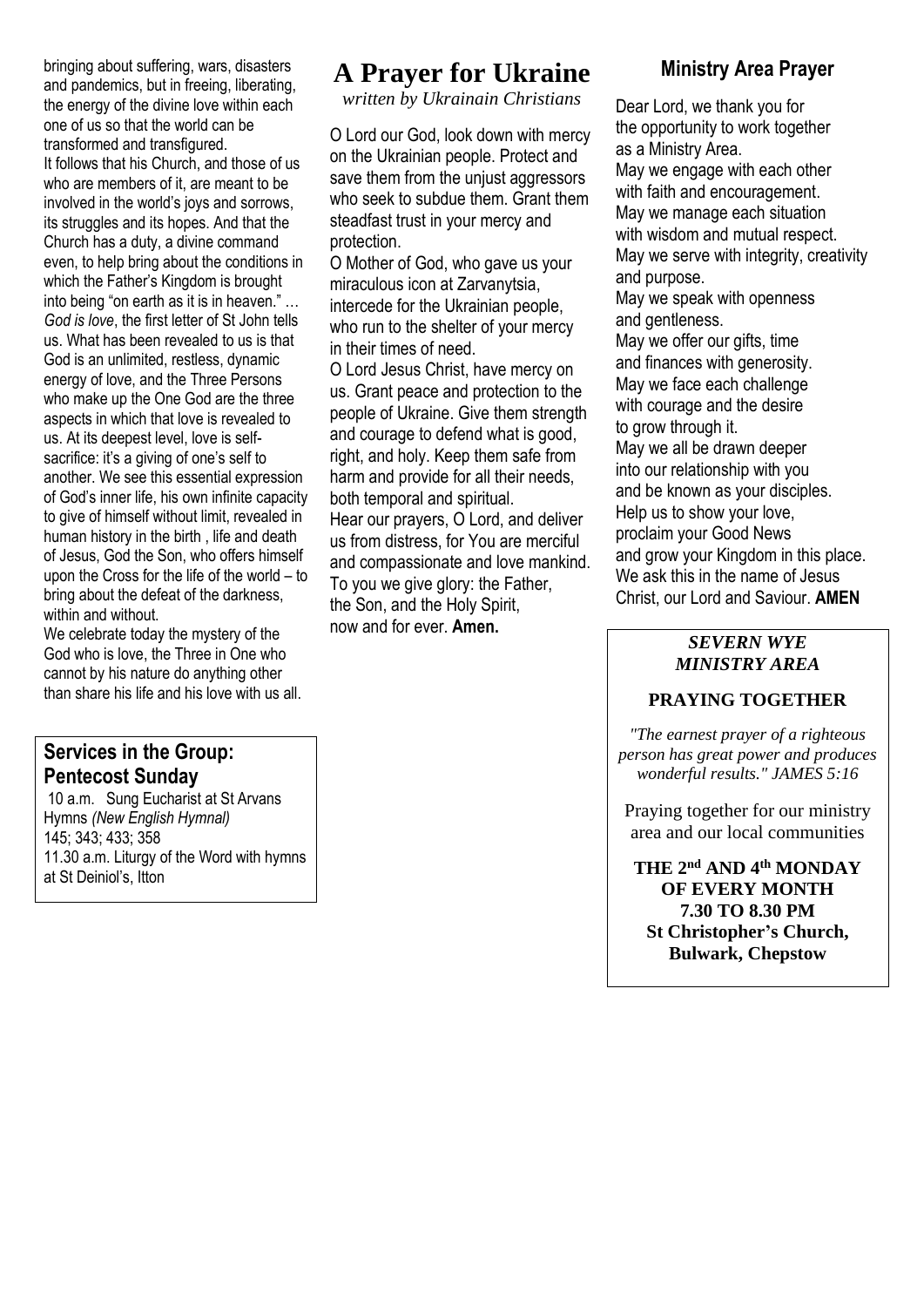bringing about suffering, wars, disasters and pandemics, but in freeing, liberating, the energy of the divine love within each one of us so that the world can be transformed and transfigured.
It follows that his Church, and those of us who are members of it, are meant to be involved in the world's joys and sorrows, its struggles and its hopes. And that the Church has a duty, a divine command even, to help bring about the conditions in which the Father's Kingdom is brought into being "on earth as it is in heaven." … *God is love*, the first letter of St John tells us. What has been revealed to us is that God is an unlimited, restless, dynamic energy of love, and the Three Persons who make up the One God are the three aspects in which that love is revealed to us. At its deepest level, love is self-sacrifice: it's a giving of one's self to another. We see this essential expression of God's inner life, his own infinite capacity to give of himself without limit, revealed in human history in the birth , life and death of Jesus, God the Son, who offers himself upon the Cross for the life of the world – to bring about the defeat of the darkness, within and without.
We celebrate today the mystery of the God who is love, the Three in One who cannot by his nature do anything other than share his life and his love with us all.

## Services in the Group: Pentecost Sunday

10 a.m. Sung Eucharist at St Arvans
Hymns *(New English Hymnal)*
145; 343; 433; 358
11.30 a.m. Liturgy of the Word with hymns at St Deiniol's, Itton

# A Prayer for Ukraine

*written by Ukrainain Christians*

O Lord our God, look down with mercy on the Ukrainian people. Protect and save them from the unjust aggressors who seek to subdue them. Grant them steadfast trust in your mercy and protection.
O Mother of God, who gave us your miraculous icon at Zarvanytsia, intercede for the Ukrainian people, who run to the shelter of your mercy in their times of need.
O Lord Jesus Christ, have mercy on us. Grant peace and protection to the people of Ukraine. Give them strength and courage to defend what is good, right, and holy. Keep them safe from harm and provide for all their needs, both temporal and spiritual.
Hear our prayers, O Lord, and deliver us from distress, for You are merciful and compassionate and love mankind.
To you we give glory: the Father,
the Son, and the Holy Spirit,
now and for ever. **Amen.**

## Ministry Area Prayer

Dear Lord, we thank you for
the opportunity to work together
as a Ministry Area.
May we engage with each other
with faith and encouragement.
May we manage each situation
with wisdom and mutual respect.
May we serve with integrity, creativity and purpose.
May we speak with openness
and gentleness.
May we offer our gifts, time
and finances with generosity.
May we face each challenge
with courage and the desire
to grow through it.
May we all be drawn deeper
into our relationship with you
and be known as your disciples.
Help us to show your love,
proclaim your Good News
and grow your Kingdom in this place.
We ask this in the name of Jesus
Christ, our Lord and Saviour. **AMEN**

***SEVERN WYE MINISTRY AREA***

**PRAYING TOGETHER**

*"The earnest prayer of a righteous person has great power and produces wonderful results." JAMES 5:16*

Praying together for our ministry area and our local communities

**THE 2nd AND 4th MONDAY OF EVERY MONTH**
**7.30 TO 8.30 PM**
**St Christopher's Church, Bulwark, Chepstow**